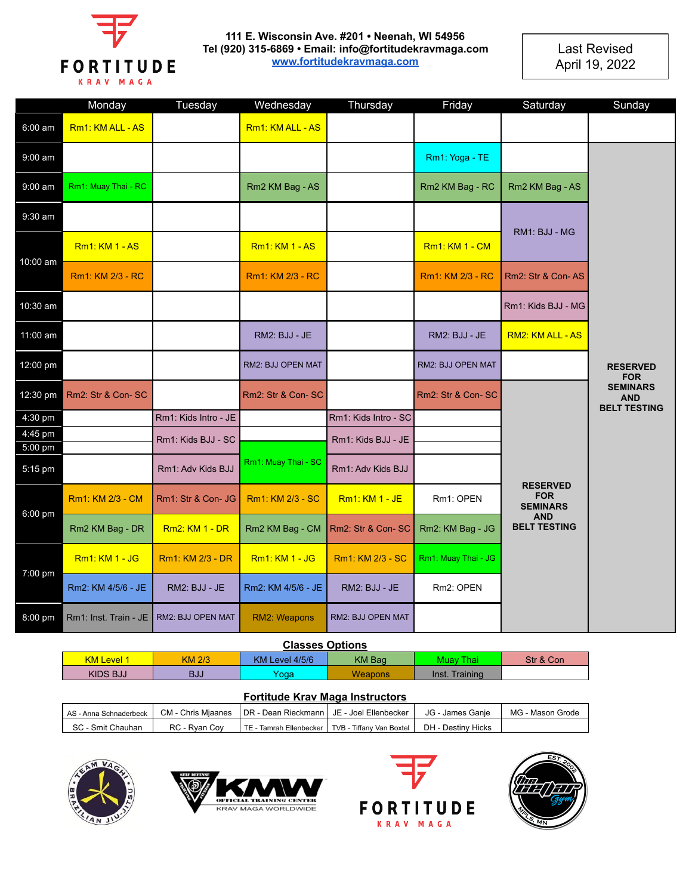FORTITUDE KRAV MAGA

111 E. Wisconsin Ave. #201 • Neenah, WI 54956
Tel (920) 315-6869 • Email: info@fortitudekravmaga.com
www.fortitudekravmaga.com

Last Revised
April 19, 2022

| | Monday | Tuesday | Wednesday | Thursday | Friday | Saturday | Sunday |
|---|---|---|---|---|---|---|---|
| 6:00 am | Rm1: KM ALL - AS | | Rm1: KM ALL - AS | | | | |
| 9:00 am | | | | | Rm1: Yoga - TE | | RESERVED FOR SEMINARS AND BELT TESTING |
| 9:00 am | Rm1: Muay Thai - RC | | Rm2 KM Bag - AS | | Rm2 KM Bag - RC | Rm2 KM Bag - AS | |
| 9:30 am | | | | | | RM1: BJJ - MG | |
| 10:00 am | Rm1: KM 1 - AS | | Rm1: KM 1 - AS | | Rm1: KM 1 - CM | | |
| 10:00 am | Rm1: KM 2/3 - RC | | Rm1: KM 2/3 - RC | | Rm1: KM 2/3 - RC | Rm2: Str & Con- AS | |
| 10:30 am | | | | | | Rm1: Kids BJJ - MG | |
| 11:00 am | | | RM2: BJJ - JE | | RM2: BJJ - JE | RM2: KM ALL - AS | |
| 12:00 pm | | | RM2: BJJ OPEN MAT | | RM2: BJJ OPEN MAT | | |
| 12:30 pm | Rm2: Str & Con- SC | | Rm2: Str & Con- SC | | Rm2: Str & Con- SC | RESERVED FOR SEMINARS AND BELT TESTING | |
| 4:30 pm | | Rm1: Kids Intro - JE | | Rm1: Kids Intro - SC | | | |
| 4:45 pm | | Rm1: Kids BJJ - SC | | Rm1: Kids BJJ - JE | | | |
| 5:00 pm | | | Rm1: Muay Thai - SC | | | | |
| 5:15 pm | | Rm1: Adv Kids BJJ | | Rm1: Adv Kids BJJ | | | |
| 6:00 pm | Rm1: KM 2/3 - CM | Rm1: Str & Con- JG | Rm1: KM 2/3 - SC | Rm1: KM 1 - JE | Rm1: OPEN | | |
| 6:00 pm | Rm2 KM Bag - DR | Rm2: KM 1 - DR | Rm2 KM Bag - CM | Rm2: Str & Con- SC | Rm2: KM Bag - JG | | |
| 7:00 pm | Rm1: KM 1 - JG | Rm1: KM 2/3 - DR | Rm1: KM 1 - JG | Rm1: KM 2/3 - SC | Rm1: Muay Thai - JG | | |
| 7:00 pm | Rm2: KM 4/5/6 - JE | RM2: BJJ - JE | Rm2: KM 4/5/6 - JE | RM2: BJJ - JE | Rm2: OPEN | | |
| 8:00 pm | Rm1: Inst. Train - JE | RM2: BJJ OPEN MAT | RM2: Weapons | RM2: BJJ OPEN MAT | | | |

**Classes Options**

| | | | | | |
|---|---|---|---|---|---|
| KM Level 1 | KM 2/3 | KM Level 4/5/6 | KM Bag | Muay Thai | Str & Con |
| KIDS BJJ | BJJ | Yoga | Weapons | Inst. Training | |

**Fortitude Krav Maga Instructors**

| | | | | | |
|---|---|---|---|---|---|
| AS - Anna Schnaderbeck | CM - Chris Mjaanes | DR - Dean Rieckmann | JE - Joel Ellenbecker | JG - James Ganje | MG - Mason Grode |
| SC - Smit Chauhan | RC - Ryan Coy | TE - Tamrah Ellenbecker | TVB - Tiffany Van Boxtel | DH - Destiny Hicks | |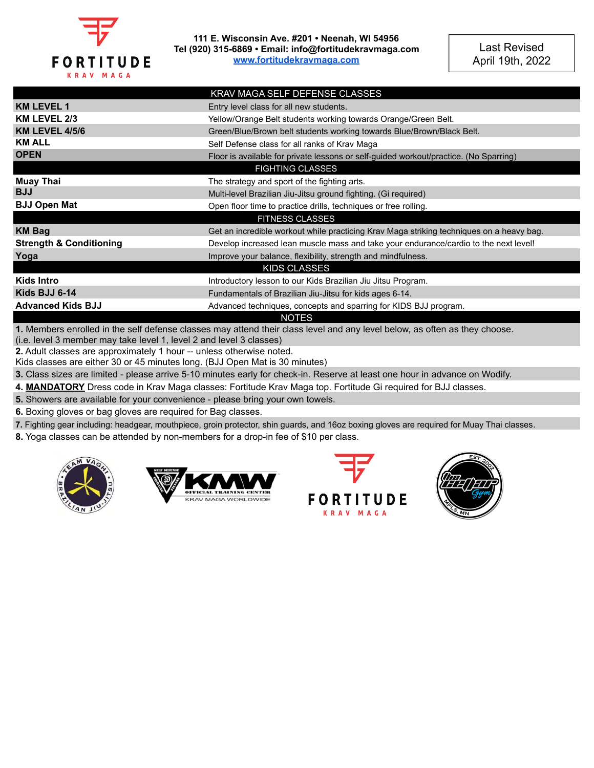**FORTITUDE**
KRAV MAGA

**111 E. Wisconsin Ave. #201 • Neenah, WI 54956**
**Tel (920) 315-6869 • Email: info@fortitudekravmaga.com**
[www.fortitudekravmaga.com](http://www.fortitudekravmaga.com)

Last Revised
April 19th, 2022

| | |
|---|---|
| | **KRAV MAGA SELF DEFENSE CLASSES** |
| **KM LEVEL 1** | Entry level class for all new students. |
| **KM LEVEL 2/3** | Yellow/Orange Belt students working towards Orange/Green Belt. |
| **KM LEVEL 4/5/6** | Green/Blue/Brown belt students working towards Blue/Brown/Black Belt. |
| **KM ALL** | Self Defense class for all ranks of Krav Maga |
| **OPEN** | Floor is available for private lessons or self-guided workout/practice. (No Sparring) |
| | **FIGHTING CLASSES** |
| **Muay Thai** | The strategy and sport of the fighting arts. |
| **BJJ** | Multi-level Brazilian Jiu-Jitsu ground fighting. (Gi required) |
| **BJJ Open Mat** | Open floor time to practice drills, techniques or free rolling. |
| | **FITNESS CLASSES** |
| **KM Bag** | Get an incredible workout while practicing Krav Maga striking techniques on a heavy bag. |
| **Strength & Conditioning** | Develop increased lean muscle mass and take your endurance/cardio to the next level! |
| **Yoga** | Improve your balance, flexibility, strength and mindfulness. |
| | **KIDS CLASSES** |
| **Kids Intro** | Introductory lesson to our Kids Brazilian Jiu Jitsu Program. |
| **Kids BJJ 6-14** | Fundamentals of Brazilian Jiu-Jitsu for kids ages 6-14. |
| **Advanced Kids BJJ** | Advanced techniques, concepts and sparring for KIDS BJJ program. |

## NOTES

**1.** Members enrolled in the self defense classes may attend their class level and any level below, as often as they choose. (i.e. level 3 member may take level 1, level 2 and level 3 classes)

**2.** Adult classes are approximately 1 hour -- unless otherwise noted.
Kids classes are either 30 or 45 minutes long. (BJJ Open Mat is 30 minutes)

**3.** Class sizes are limited - please arrive 5-10 minutes early for check-in. Reserve at least one hour in advance on Wodify.

**4.** **MANDATORY** Dress code in Krav Maga classes: Fortitude Krav Maga top. Fortitude Gi required for BJJ classes.

**5.** Showers are available for your convenience - please bring your own towels.

**6.** Boxing gloves or bag gloves are required for Bag classes.

**7.** Fighting gear including: headgear, mouthpiece, groin protector, shin guards, and 16oz boxing gloves are required for Muay Thai classes.

**8.** Yoga classes can be attended by non-members for a drop-in fee of $10 per class.

TEAM VAGHI BRAZILIAN JIU-JITSU

SELF DEFENSE FIGHTING FITNESS KMW OFFICIAL TRAINING CENTER KRAV MAGA WORLDWIDE

FORTITUDE KRAV MAGA

EST. 2002 the cellar Gym MPLS, MN